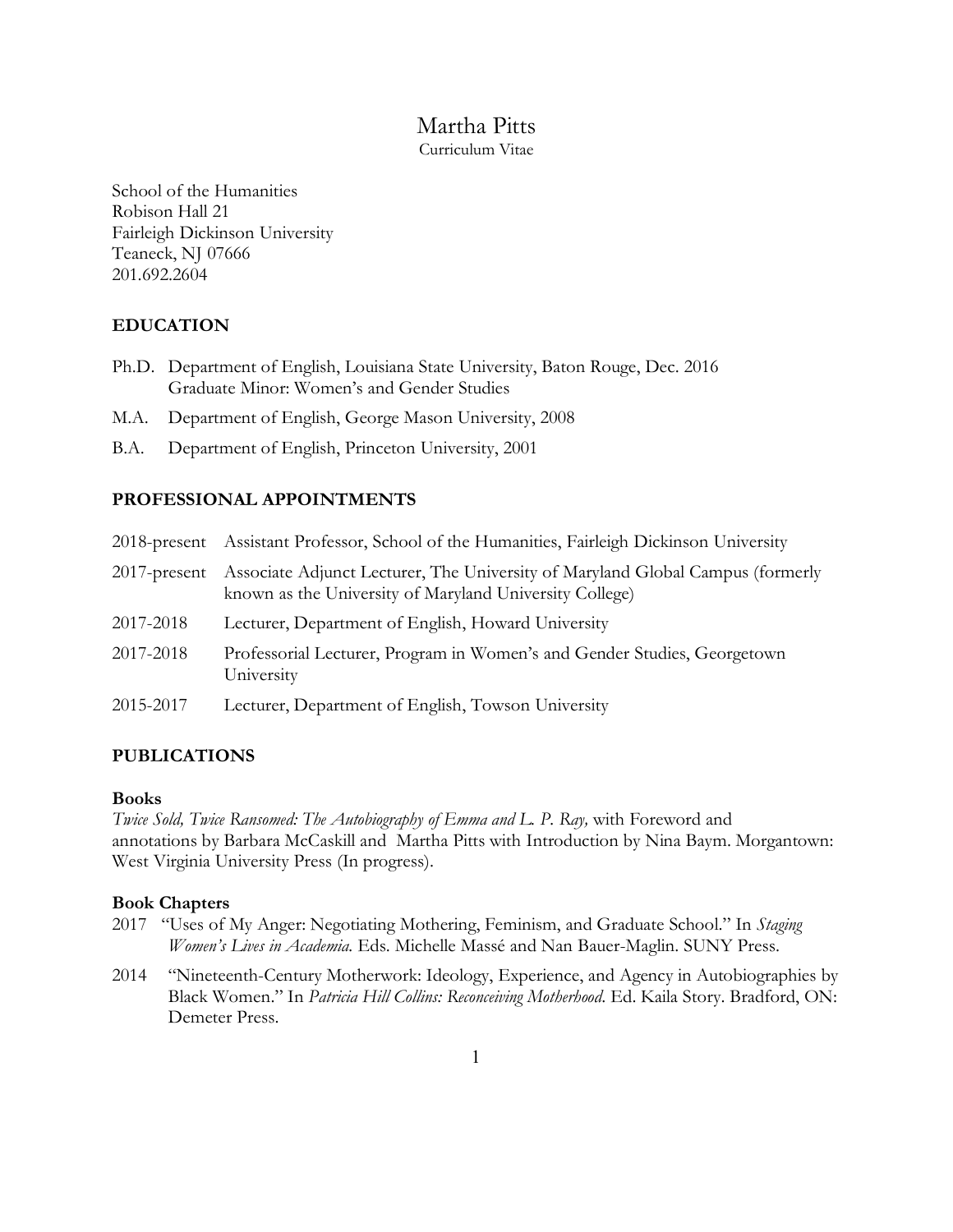# Martha Pitts

Curriculum Vitae

School of the Humanities
Robison Hall 21
Fairleigh Dickinson University
Teaneck, NJ 07666
201.692.2604

## EDUCATION

Ph.D. Department of English, Louisiana State University, Baton Rouge, Dec. 2016
Graduate Minor: Women's and Gender Studies

M.A. Department of English, George Mason University, 2008

B.A. Department of English, Princeton University, 2001

## PROFESSIONAL APPOINTMENTS

2018-present Assistant Professor, School of the Humanities, Fairleigh Dickinson University

2017-present Associate Adjunct Lecturer, The University of Maryland Global Campus (formerly known as the University of Maryland University College)

2017-2018 Lecturer, Department of English, Howard University

2017-2018 Professorial Lecturer, Program in Women's and Gender Studies, Georgetown University

2015-2017 Lecturer, Department of English, Towson University

## PUBLICATIONS

### Books

*Twice Sold, Twice Ransomed: The Autobiography of Emma and L. P. Ray,* with Foreword and annotations by Barbara McCaskill and Martha Pitts with Introduction by Nina Baym. Morgantown: West Virginia University Press (In progress).

### Book Chapters

2017 "Uses of My Anger: Negotiating Mothering, Feminism, and Graduate School." In *Staging Women's Lives in Academia.* Eds. Michelle Massé and Nan Bauer-Maglin. SUNY Press.

2014 "Nineteenth-Century Motherwork: Ideology, Experience, and Agency in Autobiographies by Black Women." In *Patricia Hill Collins: Reconceiving Motherhood.* Ed. Kaila Story. Bradford, ON: Demeter Press.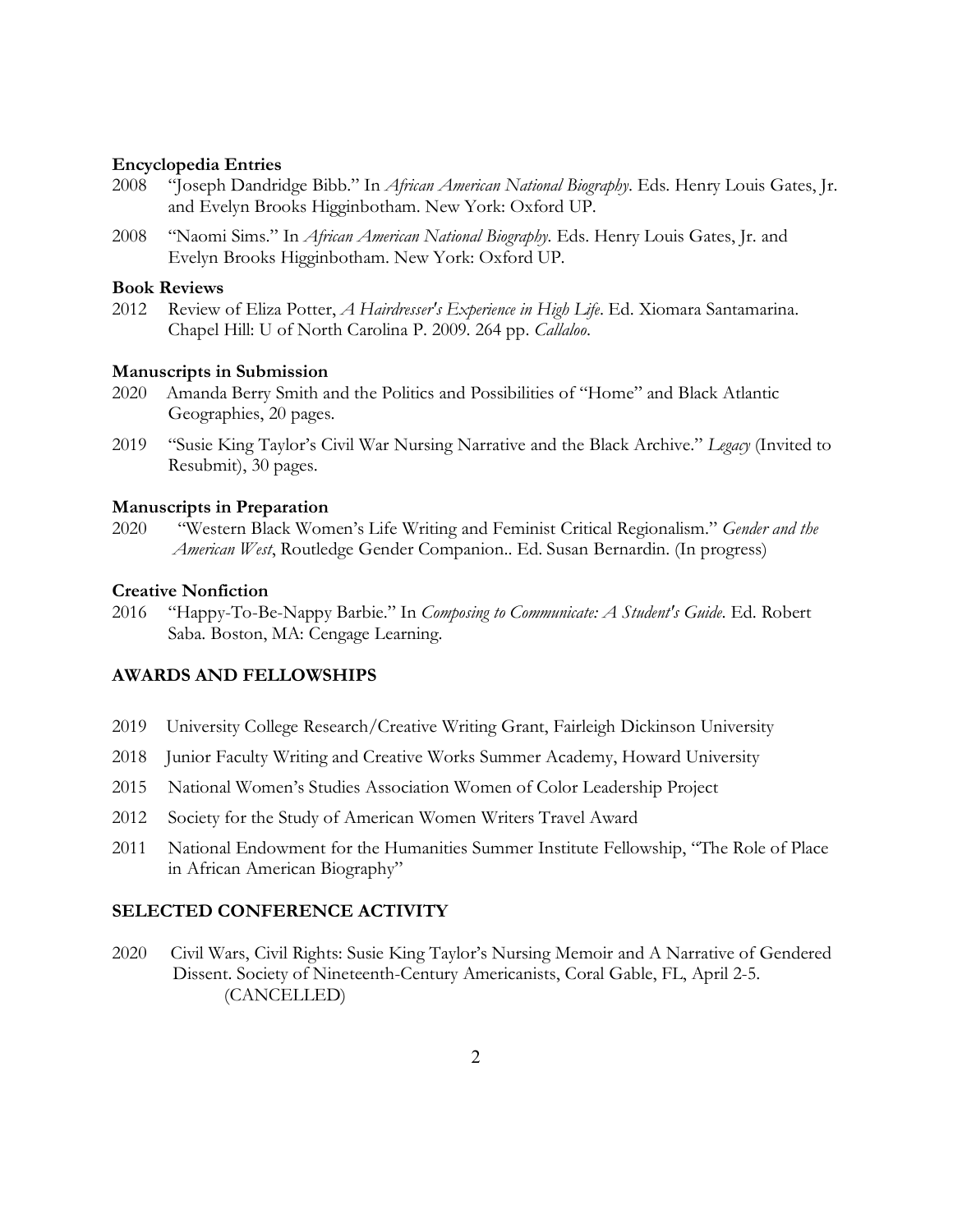### Encyclopedia Entries

2008 "Joseph Dandridge Bibb." In *African American National Biography*. Eds. Henry Louis Gates, Jr. and Evelyn Brooks Higginbotham. New York: Oxford UP.

2008 "Naomi Sims." In *African American National Biography*. Eds. Henry Louis Gates, Jr. and Evelyn Brooks Higginbotham. New York: Oxford UP.

### Book Reviews

2012 Review of Eliza Potter, *A Hairdresser's Experience in High Life*. Ed. Xiomara Santamarina. Chapel Hill: U of North Carolina P. 2009. 264 pp. *Callaloo*.

### Manuscripts in Submission

2020 Amanda Berry Smith and the Politics and Possibilities of "Home" and Black Atlantic Geographies, 20 pages.

2019 "Susie King Taylor's Civil War Nursing Narrative and the Black Archive." *Legacy* (Invited to Resubmit), 30 pages.

### Manuscripts in Preparation

2020 "Western Black Women's Life Writing and Feminist Critical Regionalism." *Gender and the American West*, Routledge Gender Companion.. Ed. Susan Bernardin. (In progress)

### Creative Nonfiction

2016 "Happy-To-Be-Nappy Barbie." In *Composing to Communicate: A Student's Guide*. Ed. Robert Saba. Boston, MA: Cengage Learning.

## AWARDS AND FELLOWSHIPS

2019 University College Research/Creative Writing Grant, Fairleigh Dickinson University

2018 Junior Faculty Writing and Creative Works Summer Academy, Howard University

2015 National Women's Studies Association Women of Color Leadership Project

2012 Society for the Study of American Women Writers Travel Award

2011 National Endowment for the Humanities Summer Institute Fellowship, "The Role of Place in African American Biography"

## SELECTED CONFERENCE ACTIVITY

2020 Civil Wars, Civil Rights: Susie King Taylor's Nursing Memoir and A Narrative of Gendered Dissent. Society of Nineteenth-Century Americanists, Coral Gable, FL, April 2-5. (CANCELLED)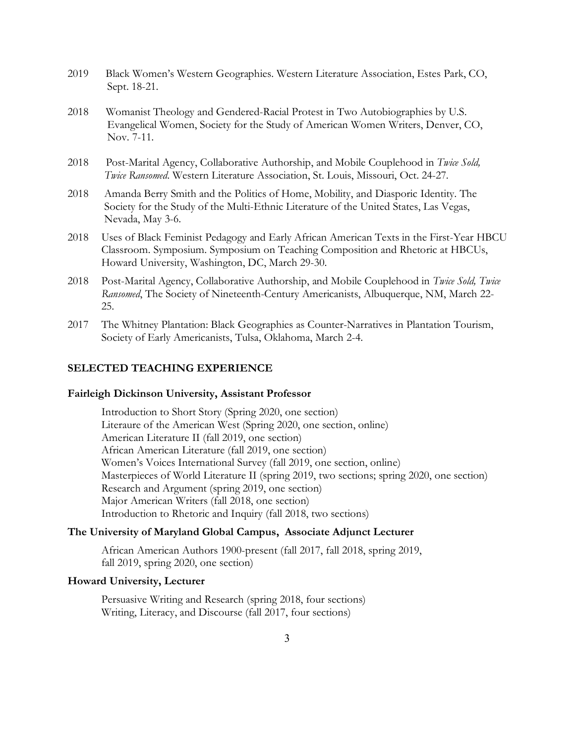2019 Black Women's Western Geographies. Western Literature Association, Estes Park, CO, Sept. 18-21.

2018 Womanist Theology and Gendered-Racial Protest in Two Autobiographies by U.S. Evangelical Women, Society for the Study of American Women Writers, Denver, CO, Nov. 7-11.

2018 Post-Marital Agency, Collaborative Authorship, and Mobile Couplehood in *Twice Sold, Twice Ransomed*. Western Literature Association, St. Louis, Missouri, Oct. 24-27.

2018 Amanda Berry Smith and the Politics of Home, Mobility, and Diasporic Identity. The Society for the Study of the Multi-Ethnic Literature of the United States, Las Vegas, Nevada, May 3-6.

2018 Uses of Black Feminist Pedagogy and Early African American Texts in the First-Year HBCU Classroom. Symposium. Symposium on Teaching Composition and Rhetoric at HBCUs, Howard University, Washington, DC, March 29-30.

2018 Post-Marital Agency, Collaborative Authorship, and Mobile Couplehood in *Twice Sold, Twice Ransomed*, The Society of Nineteenth-Century Americanists, Albuquerque, NM, March 22-25.

2017 The Whitney Plantation: Black Geographies as Counter-Narratives in Plantation Tourism, Society of Early Americanists, Tulsa, Oklahoma, March 2-4.

## SELECTED TEACHING EXPERIENCE

### Fairleigh Dickinson University, Assistant Professor

Introduction to Short Story (Spring 2020, one section)
Literaure of the American West (Spring 2020, one section, online)
American Literature II (fall 2019, one section)
African American Literature (fall 2019, one section)
Women's Voices International Survey (fall 2019, one section, online)
Masterpieces of World Literature II (spring 2019, two sections; spring 2020, one section)
Research and Argument (spring 2019, one section)
Major American Writers (fall 2018, one section)
Introduction to Rhetoric and Inquiry (fall 2018, two sections)

### The University of Maryland Global Campus, Associate Adjunct Lecturer

African American Authors 1900-present (fall 2017, fall 2018, spring 2019, fall 2019, spring 2020, one section)

### Howard University, Lecturer

Persuasive Writing and Research (spring 2018, four sections)
Writing, Literacy, and Discourse (fall 2017, four sections)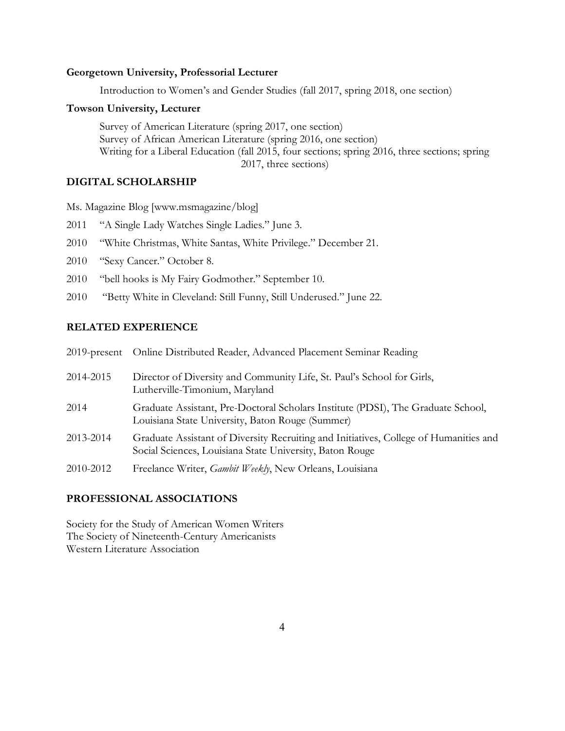**Georgetown University, Professorial Lecturer**

Introduction to Women's and Gender Studies (fall 2017, spring 2018, one section)

**Towson University, Lecturer**

Survey of American Literature (spring 2017, one section)
Survey of African American Literature (spring 2016, one section)
Writing for a Liberal Education (fall 2015, four sections; spring 2016, three sections; spring 2017, three sections)

## DIGITAL SCHOLARSHIP

Ms. Magazine Blog [www.msmagazine/blog]

2011 "A Single Lady Watches Single Ladies." June 3.

2010 "White Christmas, White Santas, White Privilege." December 21.

2010 "Sexy Cancer." October 8.

2010 "bell hooks is My Fairy Godmother." September 10.

2010 "Betty White in Cleveland: Still Funny, Still Underused." June 22.

## RELATED EXPERIENCE

2019-present Online Distributed Reader, Advanced Placement Seminar Reading

2014-2015 Director of Diversity and Community Life, St. Paul's School for Girls, Lutherville-Timonium, Maryland

2014 Graduate Assistant, Pre-Doctoral Scholars Institute (PDSI), The Graduate School, Louisiana State University, Baton Rouge (Summer)

2013-2014 Graduate Assistant of Diversity Recruiting and Initiatives, College of Humanities and Social Sciences, Louisiana State University, Baton Rouge

2010-2012 Freelance Writer, *Gambit Weekly*, New Orleans, Louisiana

## PROFESSIONAL ASSOCIATIONS

Society for the Study of American Women Writers
The Society of Nineteenth-Century Americanists
Western Literature Association